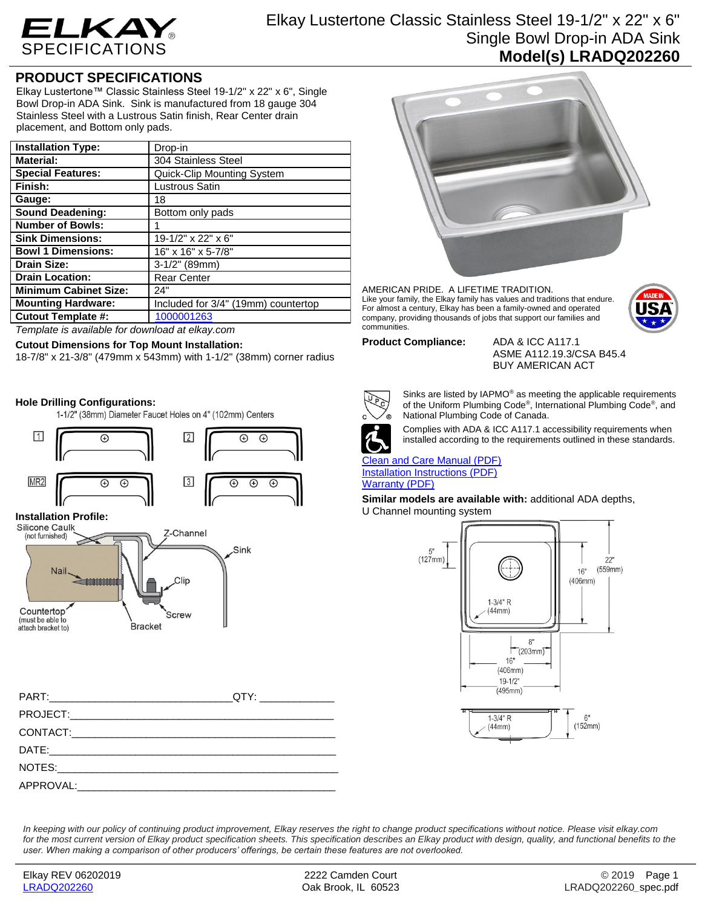# Elkay Lustertone Classic Stainless Steel 19-1/2" x 22" x 6" Single Bowl Drop-in ADA Sink

**Model(s) LRADQ202260**

## PRODUCT SPECIFICATIONS

Elkay Lustertone™ Classic Stainless Steel 19-1/2" x 22" x 6", Single Bowl Drop-in ADA Sink. Sink is manufactured from 18 gauge 304 Stainless Steel with a Lustrous Satin finish, Rear Center drain placement, and Bottom only pads.

| | |
|---|---|
| **Installation Type:** | Drop-in |
| **Material:** | 304 Stainless Steel |
| **Special Features:** | Quick-Clip Mounting System |
| **Finish:** | Lustrous Satin |
| **Gauge:** | 18 |
| **Sound Deadening:** | Bottom only pads |
| **Number of Bowls:** | 1 |
| **Sink Dimensions:** | 19-1/2" x 22" x 6" |
| **Bowl 1 Dimensions:** | 16" x 16" x 5-7/8" |
| **Drain Size:** | 3-1/2" (89mm) |
| **Drain Location:** | Rear Center |
| **Minimum Cabinet Size:** | 24" |
| **Mounting Hardware:** | Included for 3/4" (19mm) countertop |
| **Cutout Template #:** | 1000001263 |

*Template is available for download at elkay.com*

**Cutout Dimensions for Top Mount Installation:**
18-7/8" x 21-3/8" (479mm x 543mm) with 1-1/2" (38mm) corner radius

**Hole Drilling Configurations:**
1-1/2" (38mm) Diameter Faucet Holes on 4" (102mm) Centers

1, 2, MR2, 3

**Installation Profile:**

Silicone Caulk (not furnished), Z-Channel, Sink, Nail, Clip, Countertop (must be able to attach bracket to), Screw, Bracket

PART:________________________________QTY: _____________

PROJECT:_______________________________________________

CONTACT:_______________________________________________

DATE:__________________________________________________

NOTES:_________________________________________________

APPROVAL:______________________________________________

AMERICAN PRIDE. A LIFETIME TRADITION.
Like your family, the Elkay family has values and traditions that endure. For almost a century, Elkay has been a family-owned and operated company, providing thousands of jobs that support our families and communities.

MADE IN USA

**Product Compliance:** ADA & ICC A117.1
ASME A112.19.3/CSA B45.4
BUY AMERICAN ACT

Sinks are listed by IAPMO® as meeting the applicable requirements of the Uniform Plumbing Code®, International Plumbing Code®, and National Plumbing Code of Canada.

Complies with ADA & ICC A117.1 accessibility requirements when installed according to the requirements outlined in these standards.

Clean and Care Manual (PDF)
Installation Instructions (PDF)
Warranty (PDF)

**Similar models are available with:** additional ADA depths, U Channel mounting system

5" (127mm); 22" (559mm); 16" (406mm); 1-3/4" R (44mm); 8" (203mm); 16" (406mm); 19-1/2" (495mm); 1-3/4" R (44mm); 6" (152mm)

*In keeping with our policy of continuing product improvement, Elkay reserves the right to change product specifications without notice. Please visit elkay.com for the most current version of Elkay product specification sheets. This specification describes an Elkay product with design, quality, and functional benefits to the user. When making a comparison of other producers' offerings, be certain these features are not overlooked.*

Elkay REV 06202019
LRADQ202260

2222 Camden Court
Oak Brook, IL 60523

© 2019
LRADQ202260_spec.pdf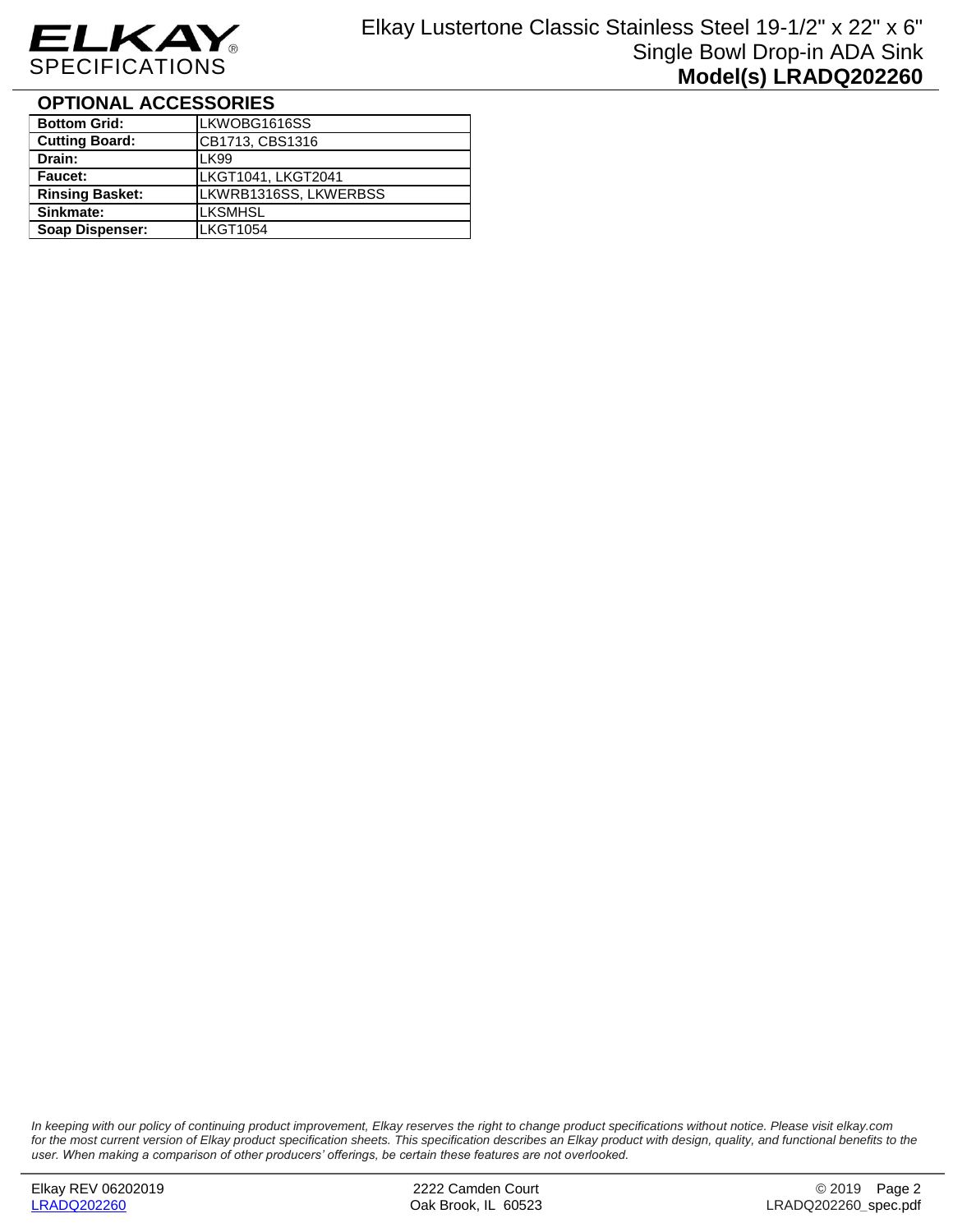## OPTIONAL ACCESSORIES

| | |
|---|---|
| **Bottom Grid:** | LKWOBG1616SS |
| **Cutting Board:** | CB1713, CBS1316 |
| **Drain:** | LK99 |
| **Faucet:** | LKGT1041, LKGT2041 |
| **Rinsing Basket:** | LKWRB1316SS, LKWERBSS |
| **Sinkmate:** | LKSMHSL |
| **Soap Dispenser:** | LKGT1054 |

*In keeping with our policy of continuing product improvement, Elkay reserves the right to change product specifications without notice. Please visit elkay.com for the most current version of Elkay product specification sheets. This specification describes an Elkay product with design, quality, and functional benefits to the user. When making a comparison of other producers' offerings, be certain these features are not overlooked.*